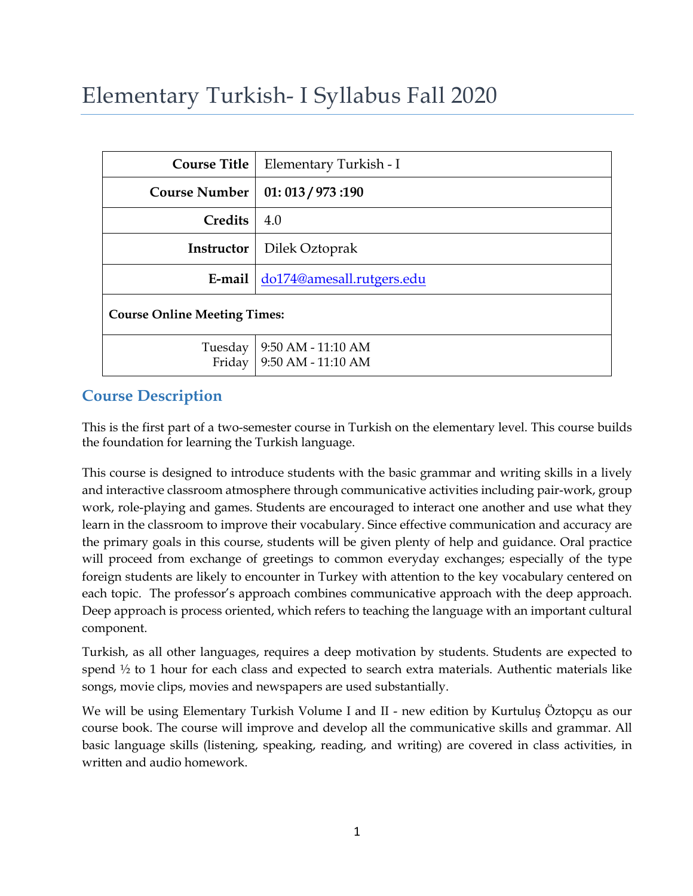# Elementary Turkish- I Syllabus Fall 2020

| Course Title | Elementary Turkish - I |
|---|---|
| **Course Number** | **01: 013 / 973 :190** |
| **Credits** | 4.0 |
| **Instructor** | Dilek Oztoprak |
| **E-mail** | do174@amesall.rutgers.edu |
| **Course Online Meeting Times:** | |
| Tuesday<br>Friday | 9:50 AM - 11:10 AM<br>9:50 AM - 11:10 AM |

## Course Description

This is the first part of a two-semester course in Turkish on the elementary level. This course builds the foundation for learning the Turkish language.

This course is designed to introduce students with the basic grammar and writing skills in a lively and interactive classroom atmosphere through communicative activities including pair-work, group work, role-playing and games. Students are encouraged to interact one another and use what they learn in the classroom to improve their vocabulary. Since effective communication and accuracy are the primary goals in this course, students will be given plenty of help and guidance. Oral practice will proceed from exchange of greetings to common everyday exchanges; especially of the type foreign students are likely to encounter in Turkey with attention to the key vocabulary centered on each topic. The professor's approach combines communicative approach with the deep approach. Deep approach is process oriented, which refers to teaching the language with an important cultural component.

Turkish, as all other languages, requires a deep motivation by students. Students are expected to spend ½ to 1 hour for each class and expected to search extra materials. Authentic materials like songs, movie clips, movies and newspapers are used substantially.

We will be using Elementary Turkish Volume I and II - new edition by Kurtuluş Öztopçu as our course book. The course will improve and develop all the communicative skills and grammar. All basic language skills (listening, speaking, reading, and writing) are covered in class activities, in written and audio homework.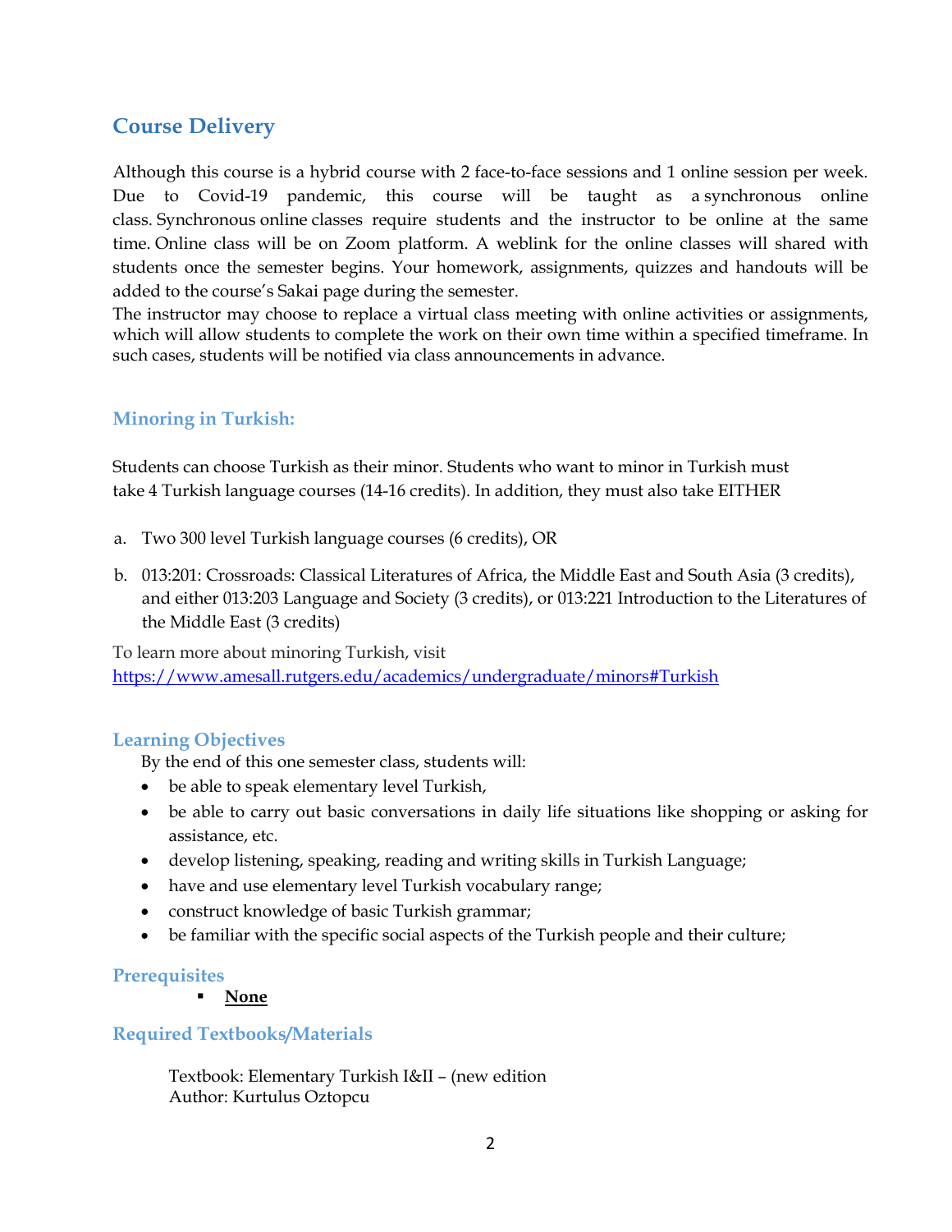## Course Delivery

Although this course is a hybrid course with 2 face-to-face sessions and 1 online session per week. Due to Covid-19 pandemic, this course will be taught as a synchronous online class. Synchronous online classes require students and the instructor to be online at the same time. Online class will be on Zoom platform. A weblink for the online classes will shared with students once the semester begins. Your homework, assignments, quizzes and handouts will be added to the course's Sakai page during the semester.
The instructor may choose to replace a virtual class meeting with online activities or assignments, which will allow students to complete the work on their own time within a specified timeframe. In such cases, students will be notified via class announcements in advance.

### Minoring in Turkish:

Students can choose Turkish as their minor. Students who want to minor in Turkish must take 4 Turkish language courses (14-16 credits). In addition, they must also take EITHER

a. Two 300 level Turkish language courses (6 credits), OR

b. 013:201: Crossroads: Classical Literatures of Africa, the Middle East and South Asia (3 credits), and either 013:203 Language and Society (3 credits), or 013:221 Introduction to the Literatures of the Middle East (3 credits)

To learn more about minoring Turkish, visit
https://www.amesall.rutgers.edu/academics/undergraduate/minors#Turkish

### Learning Objectives

By the end of this one semester class, students will:

- be able to speak elementary level Turkish,
- be able to carry out basic conversations in daily life situations like shopping or asking for assistance, etc.
- develop listening, speaking, reading and writing skills in Turkish Language;
- have and use elementary level Turkish vocabulary range;
- construct knowledge of basic Turkish grammar;
- be familiar with the specific social aspects of the Turkish people and their culture;

### Prerequisites

- **None**

### Required Textbooks/Materials

Textbook: Elementary Turkish I&II – (new edition
Author: Kurtulus Oztopcu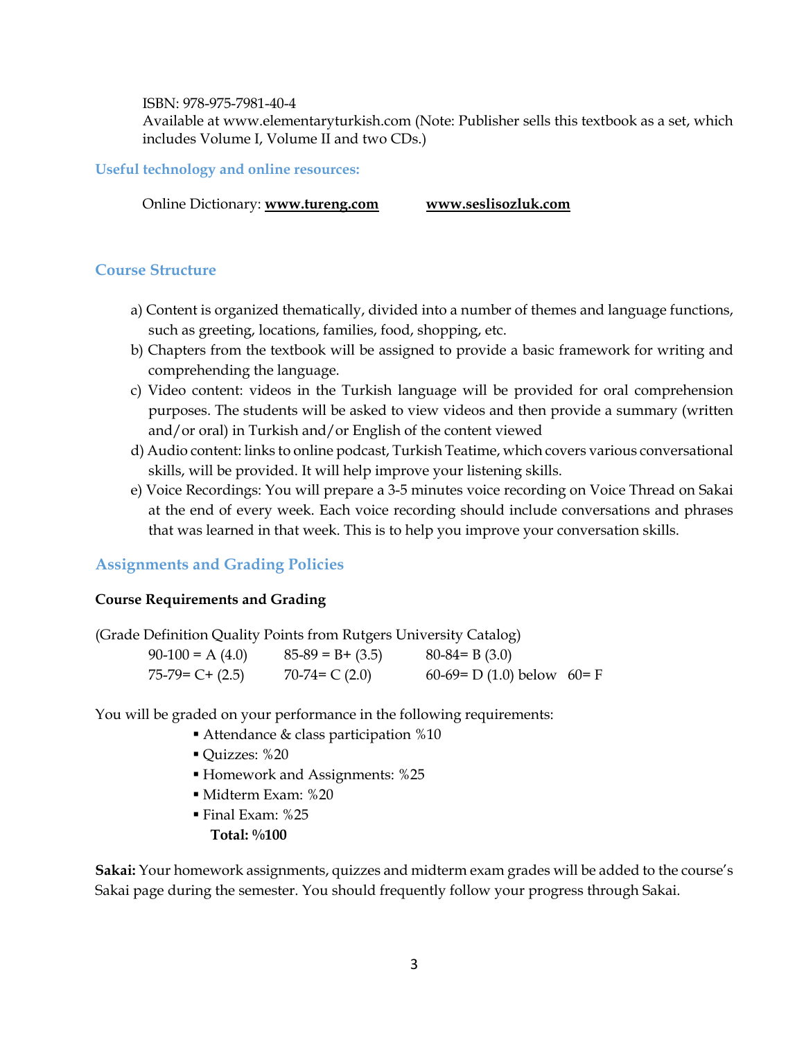ISBN: 978-975-7981-40-4
Available at www.elementaryturkish.com (Note: Publisher sells this textbook as a set, which includes Volume I, Volume II and two CDs.)

### Useful technology and online resources:

Online Dictionary: **www.tureng.com** **www.seslisozluk.com**

## Course Structure

a) Content is organized thematically, divided into a number of themes and language functions, such as greeting, locations, families, food, shopping, etc.

b) Chapters from the textbook will be assigned to provide a basic framework for writing and comprehending the language.

c) Video content: videos in the Turkish language will be provided for oral comprehension purposes. The students will be asked to view videos and then provide a summary (written and/or oral) in Turkish and/or English of the content viewed

d) Audio content: links to online podcast, Turkish Teatime, which covers various conversational skills, will be provided. It will help improve your listening skills.

e) Voice Recordings: You will prepare a 3-5 minutes voice recording on Voice Thread on Sakai at the end of every week. Each voice recording should include conversations and phrases that was learned in that week. This is to help you improve your conversation skills.

## Assignments and Grading Policies

**Course Requirements and Grading**

(Grade Definition Quality Points from Rutgers University Catalog)

| | | |
|---|---|---|
| 90-100 = A (4.0) | 85-89 = B+ (3.5) | 80-84= B (3.0) |
| 75-79= C+ (2.5) | 70-74= C (2.0) | 60-69= D (1.0) below 60= F |

You will be graded on your performance in the following requirements:

- Attendance & class participation %10
- Quizzes: %20
- Homework and Assignments: %25
- Midterm Exam: %20
- Final Exam: %25

**Total: %100**

**Sakai:** Your homework assignments, quizzes and midterm exam grades will be added to the course's Sakai page during the semester. You should frequently follow your progress through Sakai.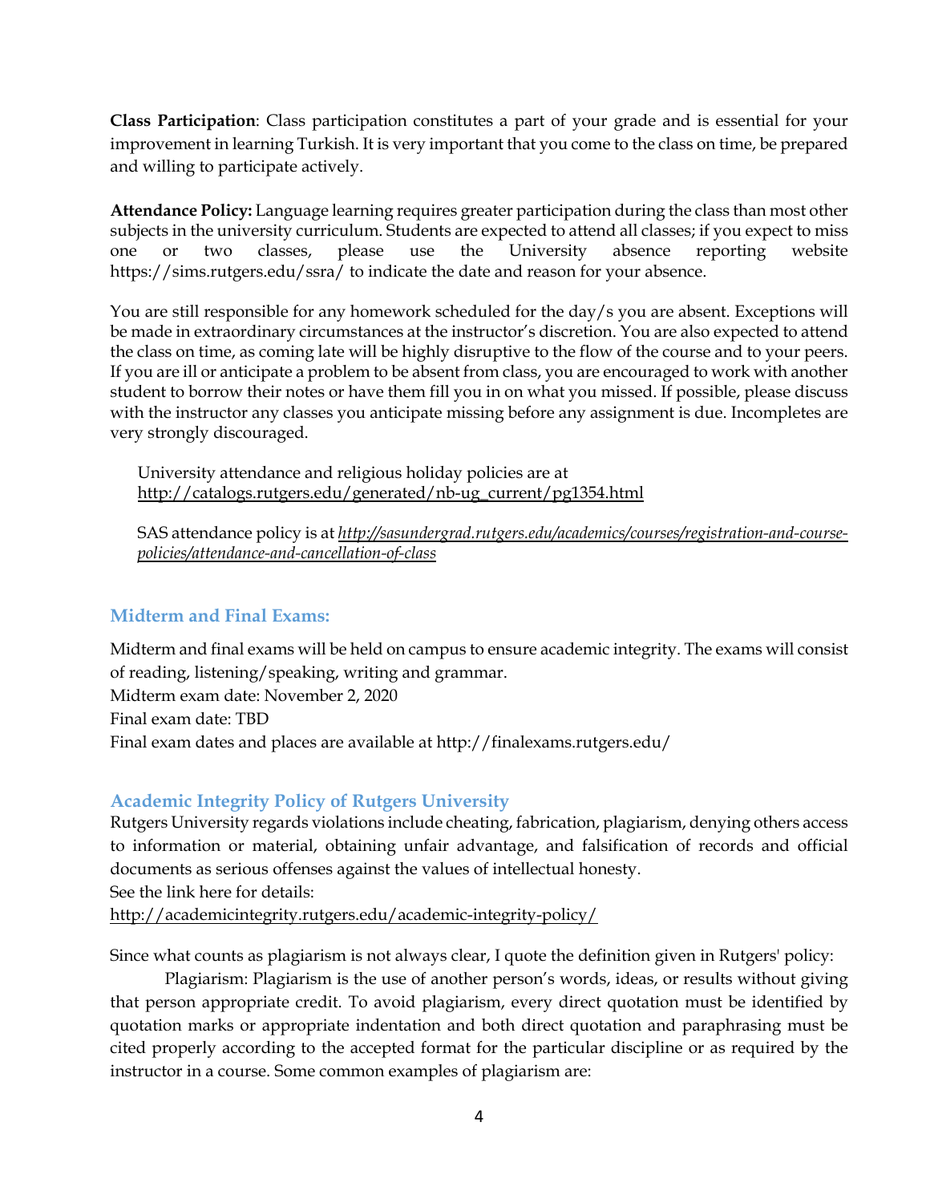**Class Participation**: Class participation constitutes a part of your grade and is essential for your improvement in learning Turkish. It is very important that you come to the class on time, be prepared and willing to participate actively.

**Attendance Policy:** Language learning requires greater participation during the class than most other subjects in the university curriculum. Students are expected to attend all classes; if you expect to miss one or two classes, please use the University absence reporting website https://sims.rutgers.edu/ssra/ to indicate the date and reason for your absence.

You are still responsible for any homework scheduled for the day/s you are absent. Exceptions will be made in extraordinary circumstances at the instructor's discretion. You are also expected to attend the class on time, as coming late will be highly disruptive to the flow of the course and to your peers. If you are ill or anticipate a problem to be absent from class, you are encouraged to work with another student to borrow their notes or have them fill you in on what you missed. If possible, please discuss with the instructor any classes you anticipate missing before any assignment is due. Incompletes are very strongly discouraged.

> University attendance and religious holiday policies are at http://catalogs.rutgers.edu/generated/nb-ug_current/pg1354.html
>
> SAS attendance policy is at *http://sasundergrad.rutgers.edu/academics/courses/registration-and-course-policies/attendance-and-cancellation-of-class*

## Midterm and Final Exams:

Midterm and final exams will be held on campus to ensure academic integrity. The exams will consist of reading, listening/speaking, writing and grammar.
Midterm exam date: November 2, 2020
Final exam date: TBD
Final exam dates and places are available at http://finalexams.rutgers.edu/

## Academic Integrity Policy of Rutgers University

Rutgers University regards violations include cheating, fabrication, plagiarism, denying others access to information or material, obtaining unfair advantage, and falsification of records and official documents as serious offenses against the values of intellectual honesty.
See the link here for details:
http://academicintegrity.rutgers.edu/academic-integrity-policy/

Since what counts as plagiarism is not always clear, I quote the definition given in Rutgers' policy:

Plagiarism: Plagiarism is the use of another person's words, ideas, or results without giving that person appropriate credit. To avoid plagiarism, every direct quotation must be identified by quotation marks or appropriate indentation and both direct quotation and paraphrasing must be cited properly according to the accepted format for the particular discipline or as required by the instructor in a course. Some common examples of plagiarism are: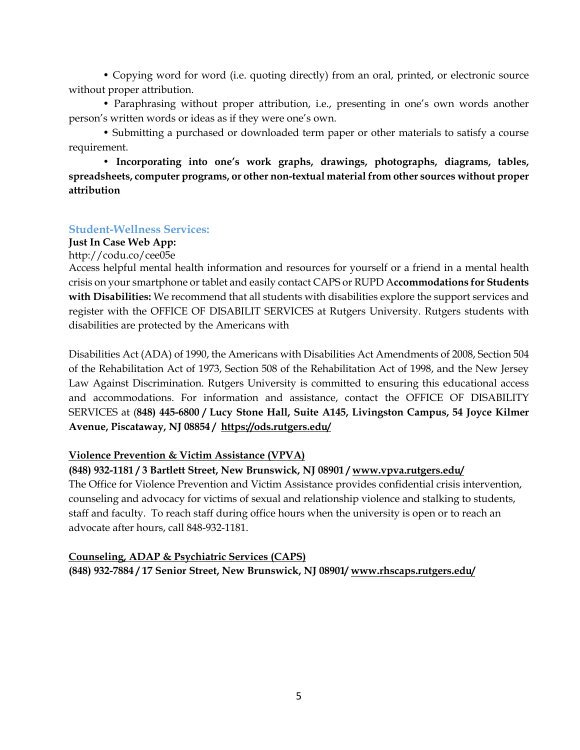• Copying word for word (i.e. quoting directly) from an oral, printed, or electronic source without proper attribution.

• Paraphrasing without proper attribution, i.e., presenting in one's own words another person's written words or ideas as if they were one's own.

• Submitting a purchased or downloaded term paper or other materials to satisfy a course requirement.

• **Incorporating into one's work graphs, drawings, photographs, diagrams, tables, spreadsheets, computer programs, or other non-textual material from other sources without proper attribution**

### Student-Wellness Services:

**Just In Case Web App:**

http://codu.co/cee05e

Access helpful mental health information and resources for yourself or a friend in a mental health crisis on your smartphone or tablet and easily contact CAPS or RUPD A**ccommodations for Students with Disabilities:** We recommend that all students with disabilities explore the support services and register with the OFFICE OF DISABILIT SERVICES at Rutgers University. Rutgers students with disabilities are protected by the Americans with

Disabilities Act (ADA) of 1990, the Americans with Disabilities Act Amendments of 2008, Section 504 of the Rehabilitation Act of 1973, Section 508 of the Rehabilitation Act of 1998, and the New Jersey Law Against Discrimination. Rutgers University is committed to ensuring this educational access and accommodations. For information and assistance, contact the OFFICE OF DISABILITY SERVICES at (**848) 445-6800 / Lucy Stone Hall, Suite A145, Livingston Campus, 54 Joyce Kilmer Avenue, Piscataway, NJ 08854 / https://ods.rutgers.edu/**

**Violence Prevention & Victim Assistance (VPVA)**

**(848) 932-1181 / 3 Bartlett Street, New Brunswick, NJ 08901 / www.vpva.rutgers.edu/**

The Office for Violence Prevention and Victim Assistance provides confidential crisis intervention, counseling and advocacy for victims of sexual and relationship violence and stalking to students, staff and faculty. To reach staff during office hours when the university is open or to reach an advocate after hours, call 848-932-1181.

**Counseling, ADAP & Psychiatric Services (CAPS)**

**(848) 932-7884 / 17 Senior Street, New Brunswick, NJ 08901/ www.rhscaps.rutgers.edu/**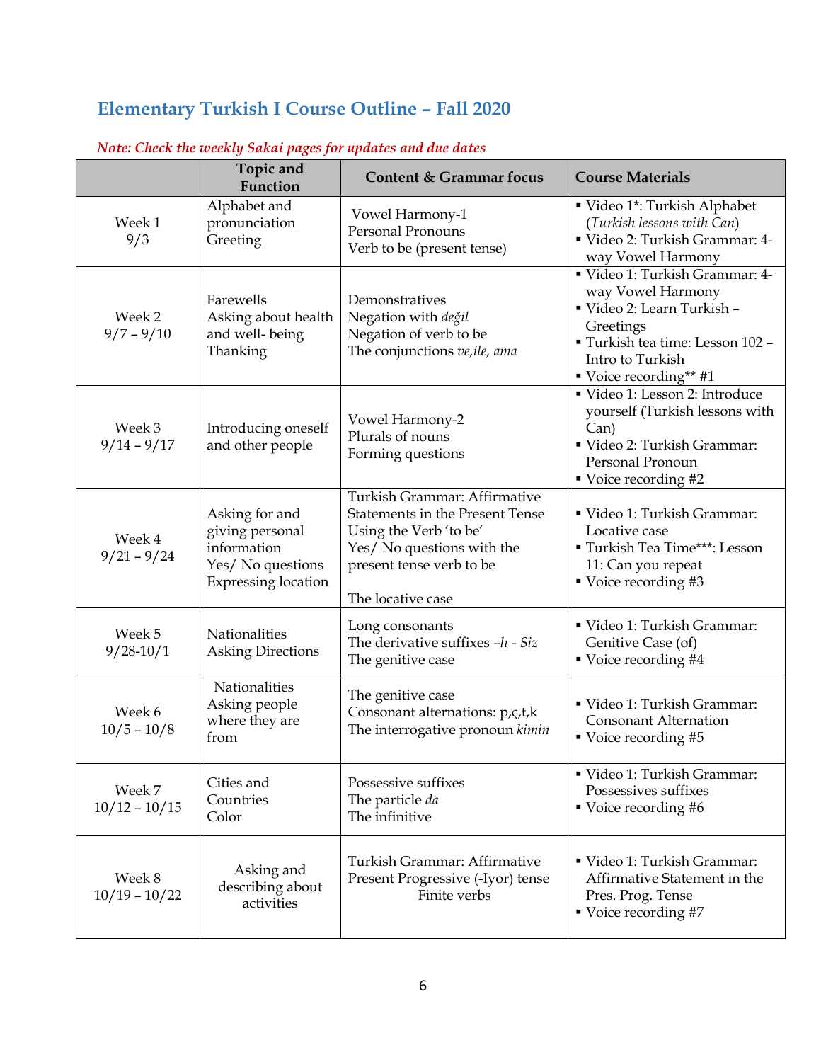## Elementary Turkish I Course Outline – Fall 2020

*Note: Check the weekly Sakai pages for updates and due dates*

| | Topic and Function | Content & Grammar focus | Course Materials |
|---|---|---|---|
| Week 1<br>9/3 | Alphabet and pronunciation<br>Greeting | Vowel Harmony-1<br>Personal Pronouns<br>Verb to be (present tense) | ▪ Video 1*: Turkish Alphabet (*Turkish lessons with Can*)<br>▪ Video 2: Turkish Grammar: 4-way Vowel Harmony |
| Week 2<br>9/7 – 9/10 | Farewells<br>Asking about health and well- being<br>Thanking | Demonstratives<br>Negation with *değil*<br>Negation of verb to be<br>The conjunctions *ve,ile, ama* | ▪ Video 1: Turkish Grammar: 4-way Vowel Harmony<br>▪ Video 2: Learn Turkish – Greetings<br>▪ Turkish tea time: Lesson 102 – Intro to Turkish<br>▪ Voice recording** #1 |
| Week 3<br>9/14 – 9/17 | Introducing oneself and other people | Vowel Harmony-2<br>Plurals of nouns<br>Forming questions | ▪ Video 1: Lesson 2: Introduce yourself (Turkish lessons with Can)<br>▪ Video 2: Turkish Grammar: Personal Pronoun<br>▪ Voice recording #2 |
| Week 4<br>9/21 – 9/24 | Asking for and giving personal information<br>Yes/ No questions<br>Expressing location | Turkish Grammar: Affirmative Statements in the Present Tense Using the Verb 'to be'<br>Yes/ No questions with the present tense verb to be<br><br>The locative case | ▪ Video 1: Turkish Grammar: Locative case<br>▪ Turkish Tea Time***: Lesson 11: Can you repeat<br>▪ Voice recording #3 |
| Week 5<br>9/28-10/1 | Nationalities<br>Asking Directions | Long consonants<br>The derivative suffixes *–lı - Siz*<br>The genitive case | ▪ Video 1: Turkish Grammar: Genitive Case (of)<br>▪ Voice recording #4 |
| Week 6<br>10/5 – 10/8 | Nationalities<br>Asking people where they are from | The genitive case<br>Consonant alternations: p,ç,t,k<br>The interrogative pronoun *kimin* | ▪ Video 1: Turkish Grammar: Consonant Alternation<br>▪ Voice recording #5 |
| Week 7<br>10/12 – 10/15 | Cities and Countries<br>Color | Possessive suffixes<br>The particle *da*<br>The infinitive | ▪ Video 1: Turkish Grammar: Possessives suffixes<br>▪ Voice recording #6 |
| Week 8<br>10/19 – 10/22 | Asking and describing about activities | Turkish Grammar: Affirmative Present Progressive (-Iyor) tense<br>Finite verbs | ▪ Video 1: Turkish Grammar: Affirmative Statement in the Pres. Prog. Tense<br>▪ Voice recording #7 |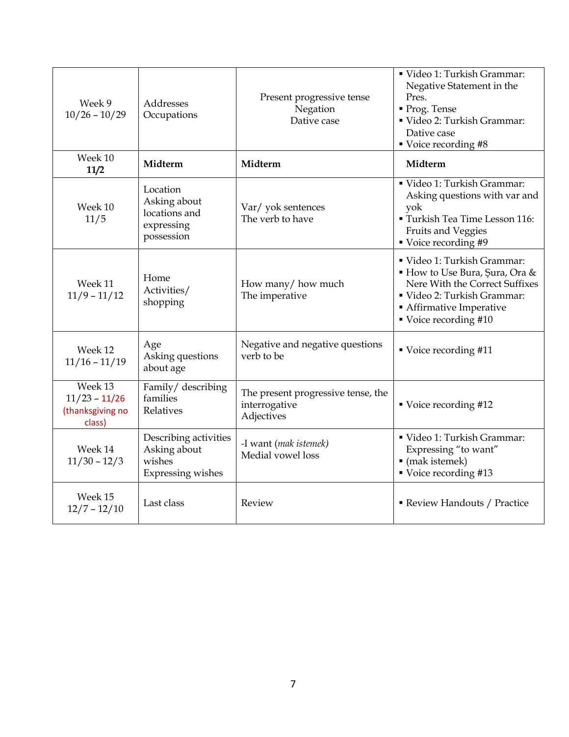| | | | |
|---|---|---|---|
| Week 9<br>10/26 – 10/29 | Addresses<br>Occupations | Present progressive tense<br>Negation<br>Dative case | ▪ Video 1: Turkish Grammar: Negative Statement in the Pres.<br>▪ Prog. Tense<br>▪ Video 2: Turkish Grammar: Dative case<br>▪ Voice recording #8 |
| Week 10<br>**11/2** | **Midterm** | **Midterm** | **Midterm** |
| Week 10<br>11/5 | Location<br>Asking about locations and expressing possession | Var/ yok sentences<br>The verb to have | ▪ Video 1: Turkish Grammar: Asking questions with var and yok<br>▪ Turkish Tea Time Lesson 116: Fruits and Veggies<br>▪ Voice recording #9 |
| Week 11<br>11/9 – 11/12 | Home<br>Activities/ shopping | How many/ how much<br>The imperative | ▪ Video 1: Turkish Grammar:<br>▪ How to Use Bura, Şura, Ora & Nere With the Correct Suffixes<br>▪ Video 2: Turkish Grammar:<br>▪ Affirmative Imperative<br>▪ Voice recording #10 |
| Week 12<br>11/16 – 11/19 | Age<br>Asking questions about age | Negative and negative questions verb to be | ▪ Voice recording #11 |
| Week 13<br>11/23 – 11/26<br>(thanksgiving no class) | Family/ describing families<br>Relatives | The present progressive tense, the interrogative<br>Adjectives | ▪ Voice recording #12 |
| Week 14<br>11/30 – 12/3 | Describing activities<br>Asking about wishes<br>Expressing wishes | -I want (*mak istemek*)<br>Medial vowel loss | ▪ Video 1: Turkish Grammar: Expressing "to want"<br>▪ (mak istemek)<br>▪ Voice recording #13 |
| Week 15<br>12/7 – 12/10 | Last class | Review | ▪ Review Handouts / Practice |